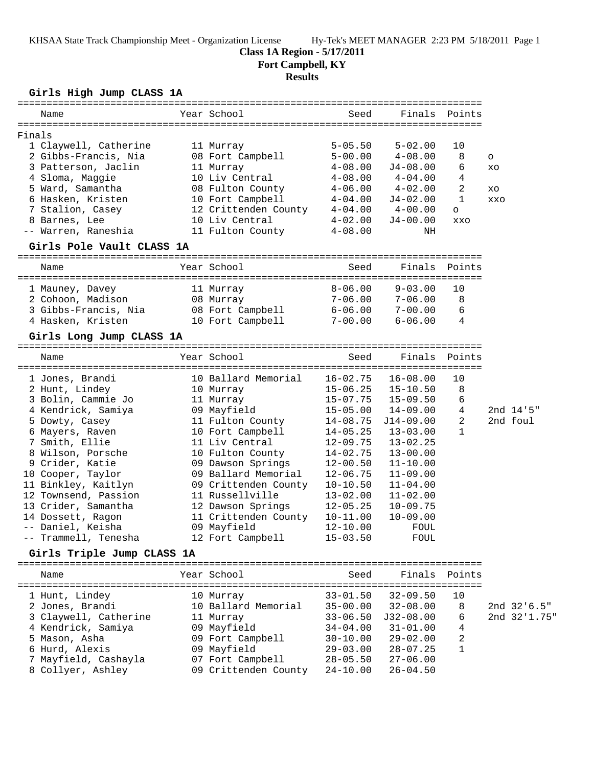KHSAA State Track Championship Meet - Organization License Hy-Tek's MEET MANAGER 2:23 PM 5/18/2011 Page 1

# Class 1A Region - 5/17/2011

## Fort Campbell, KY

## Results

### Girls High Jump CLASS 1A

| | Name | Year | School | Seed | Finals | Points | |
|---|---|---|---|---|---|---|---|
| Finals | | | | | | | |
| 1 | Claywell, Catherine | 11 | Murray | 5-05.50 | 5-02.00 | 10 | |
| 2 | Gibbs-Francis, Nia | 08 | Fort Campbell | 5-00.00 | 4-08.00 | 8 | o |
| 3 | Patterson, Jaclin | 11 | Murray | 4-08.00 | J4-08.00 | 6 | xo |
| 4 | Sloma, Maggie | 10 | Liv Central | 4-08.00 | 4-04.00 | 4 | |
| 5 | Ward, Samantha | 08 | Fulton County | 4-06.00 | 4-02.00 | 2 | xo |
| 6 | Hasken, Kristen | 10 | Fort Campbell | 4-04.00 | J4-02.00 | 1 | xxo |
| 7 | Stalion, Casey | 12 | Crittenden County | 4-04.00 | 4-00.00 | o | |
| 8 | Barnes, Lee | 10 | Liv Central | 4-02.00 | J4-00.00 | xxo | |
| -- | Warren, Raneshia | 11 | Fulton County | 4-08.00 | NH | | |

### Girls Pole Vault CLASS 1A

| | Name | Year | School | Seed | Finals | Points |
|---|---|---|---|---|---|---|
| 1 | Mauney, Davey | 11 | Murray | 8-06.00 | 9-03.00 | 10 |
| 2 | Cohoon, Madison | 08 | Murray | 7-06.00 | 7-06.00 | 8 |
| 3 | Gibbs-Francis, Nia | 08 | Fort Campbell | 6-06.00 | 7-00.00 | 6 |
| 4 | Hasken, Kristen | 10 | Fort Campbell | 7-00.00 | 6-06.00 | 4 |

### Girls Long Jump CLASS 1A

| | Name | Year | School | Seed | Finals | Points | |
|---|---|---|---|---|---|---|---|
| 1 | Jones, Brandi | 10 | Ballard Memorial | 16-02.75 | 16-08.00 | 10 | |
| 2 | Hunt, Lindey | 10 | Murray | 15-06.25 | 15-10.50 | 8 | |
| 3 | Bolin, Cammie Jo | 11 | Murray | 15-07.75 | 15-09.50 | 6 | |
| 4 | Kendrick, Samiya | 09 | Mayfield | 15-05.00 | 14-09.00 | 4 | 2nd 14'5" |
| 5 | Dowty, Casey | 11 | Fulton County | 14-08.75 | J14-09.00 | 2 | 2nd foul |
| 6 | Mayers, Raven | 10 | Fort Campbell | 14-05.25 | 13-03.00 | 1 | |
| 7 | Smith, Ellie | 11 | Liv Central | 12-09.75 | 13-02.25 | | |
| 8 | Wilson, Porsche | 10 | Fulton County | 14-02.75 | 13-00.00 | | |
| 9 | Crider, Katie | 09 | Dawson Springs | 12-00.50 | 11-10.00 | | |
| 10 | Cooper, Taylor | 09 | Ballard Memorial | 12-06.75 | 11-09.00 | | |
| 11 | Binkley, Kaitlyn | 09 | Crittenden County | 10-10.50 | 11-04.00 | | |
| 12 | Townsend, Passion | 11 | Russellville | 13-02.00 | 11-02.00 | | |
| 13 | Crider, Samantha | 12 | Dawson Springs | 12-05.25 | 10-09.75 | | |
| 14 | Dossett, Ragon | 11 | Crittenden County | 10-11.00 | 10-09.00 | | |
| -- | Daniel, Keisha | 09 | Mayfield | 12-10.00 | FOUL | | |
| -- | Trammell, Tenesha | 12 | Fort Campbell | 15-03.50 | FOUL | | |

### Girls Triple Jump CLASS 1A

| | Name | Year | School | Seed | Finals | Points | |
|---|---|---|---|---|---|---|---|
| 1 | Hunt, Lindey | 10 | Murray | 33-01.50 | 32-09.50 | 10 | |
| 2 | Jones, Brandi | 10 | Ballard Memorial | 35-00.00 | 32-08.00 | 8 | 2nd 32'6.5" |
| 3 | Claywell, Catherine | 11 | Murray | 33-06.50 | J32-08.00 | 6 | 2nd 32'1.75" |
| 4 | Kendrick, Samiya | 09 | Mayfield | 34-04.00 | 31-01.00 | 4 | |
| 5 | Mason, Asha | 09 | Fort Campbell | 30-10.00 | 29-02.00 | 2 | |
| 6 | Hurd, Alexis | 09 | Mayfield | 29-03.00 | 28-07.25 | 1 | |
| 7 | Mayfield, Cashayla | 07 | Fort Campbell | 28-05.50 | 27-06.00 | | |
| 8 | Collyer, Ashley | 09 | Crittenden County | 24-10.00 | 26-04.50 | | |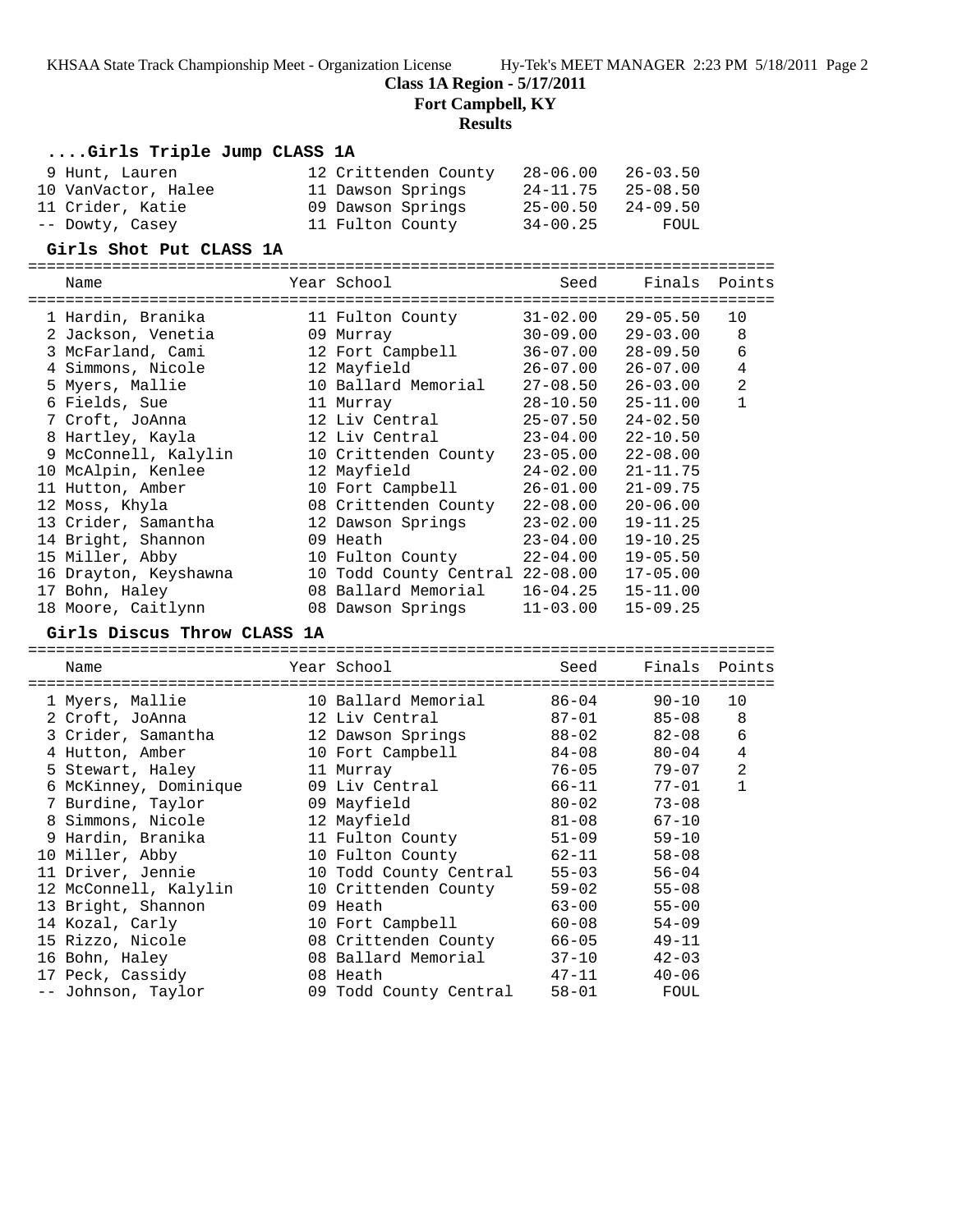**Class 1A Region - 5/17/2011**
**Fort Campbell, KY**
**Results**

### ....Girls Triple Jump CLASS 1A

| Place | Name | Year | School | Seed | Finals |
|---|---|---|---|---|---|
| 9 | Hunt, Lauren | 12 | Crittenden County | 28-06.00 | 26-03.50 |
| 10 | VanVactor, Halee | 11 | Dawson Springs | 24-11.75 | 25-08.50 |
| 11 | Crider, Katie | 09 | Dawson Springs | 25-00.50 | 24-09.50 |
| -- | Dowty, Casey | 11 | Fulton County | 34-00.25 | FOUL |

### Girls Shot Put CLASS 1A

| Place | Name | Year | School | Seed | Finals | Points |
|---|---|---|---|---|---|---|
| 1 | Hardin, Branika | 11 | Fulton County | 31-02.00 | 29-05.50 | 10 |
| 2 | Jackson, Venetia | 09 | Murray | 30-09.00 | 29-03.00 | 8 |
| 3 | McFarland, Cami | 12 | Fort Campbell | 36-07.00 | 28-09.50 | 6 |
| 4 | Simmons, Nicole | 12 | Mayfield | 26-07.00 | 26-07.00 | 4 |
| 5 | Myers, Mallie | 10 | Ballard Memorial | 27-08.50 | 26-03.00 | 2 |
| 6 | Fields, Sue | 11 | Murray | 28-10.50 | 25-11.00 | 1 |
| 7 | Croft, JoAnna | 12 | Liv Central | 25-07.50 | 24-02.50 | |
| 8 | Hartley, Kayla | 12 | Liv Central | 23-04.00 | 22-10.50 | |
| 9 | McConnell, Kalylin | 10 | Crittenden County | 23-05.00 | 22-08.00 | |
| 10 | McAlpin, Kenlee | 12 | Mayfield | 24-02.00 | 21-11.75 | |
| 11 | Hutton, Amber | 10 | Fort Campbell | 26-01.00 | 21-09.75 | |
| 12 | Moss, Khyla | 08 | Crittenden County | 22-08.00 | 20-06.00 | |
| 13 | Crider, Samantha | 12 | Dawson Springs | 23-02.00 | 19-11.25 | |
| 14 | Bright, Shannon | 09 | Heath | 23-04.00 | 19-10.25 | |
| 15 | Miller, Abby | 10 | Fulton County | 22-04.00 | 19-05.50 | |
| 16 | Drayton, Keyshawna | 10 | Todd County Central | 22-08.00 | 17-05.00 | |
| 17 | Bohn, Haley | 08 | Ballard Memorial | 16-04.25 | 15-11.00 | |
| 18 | Moore, Caitlynn | 08 | Dawson Springs | 11-03.00 | 15-09.25 | |

### Girls Discus Throw CLASS 1A

| Place | Name | Year | School | Seed | Finals | Points |
|---|---|---|---|---|---|---|
| 1 | Myers, Mallie | 10 | Ballard Memorial | 86-04 | 90-10 | 10 |
| 2 | Croft, JoAnna | 12 | Liv Central | 87-01 | 85-08 | 8 |
| 3 | Crider, Samantha | 12 | Dawson Springs | 88-02 | 82-08 | 6 |
| 4 | Hutton, Amber | 10 | Fort Campbell | 84-08 | 80-04 | 4 |
| 5 | Stewart, Haley | 11 | Murray | 76-05 | 79-07 | 2 |
| 6 | McKinney, Dominique | 09 | Liv Central | 66-11 | 77-01 | 1 |
| 7 | Burdine, Taylor | 09 | Mayfield | 80-02 | 73-08 | |
| 8 | Simmons, Nicole | 12 | Mayfield | 81-08 | 67-10 | |
| 9 | Hardin, Branika | 11 | Fulton County | 51-09 | 59-10 | |
| 10 | Miller, Abby | 10 | Fulton County | 62-11 | 58-08 | |
| 11 | Driver, Jennie | 10 | Todd County Central | 55-03 | 56-04 | |
| 12 | McConnell, Kalylin | 10 | Crittenden County | 59-02 | 55-08 | |
| 13 | Bright, Shannon | 09 | Heath | 63-00 | 55-00 | |
| 14 | Kozal, Carly | 10 | Fort Campbell | 60-08 | 54-09 | |
| 15 | Rizzo, Nicole | 08 | Crittenden County | 66-05 | 49-11 | |
| 16 | Bohn, Haley | 08 | Ballard Memorial | 37-10 | 42-03 | |
| 17 | Peck, Cassidy | 08 | Heath | 47-11 | 40-06 | |
| -- | Johnson, Taylor | 09 | Todd County Central | 58-01 | FOUL | |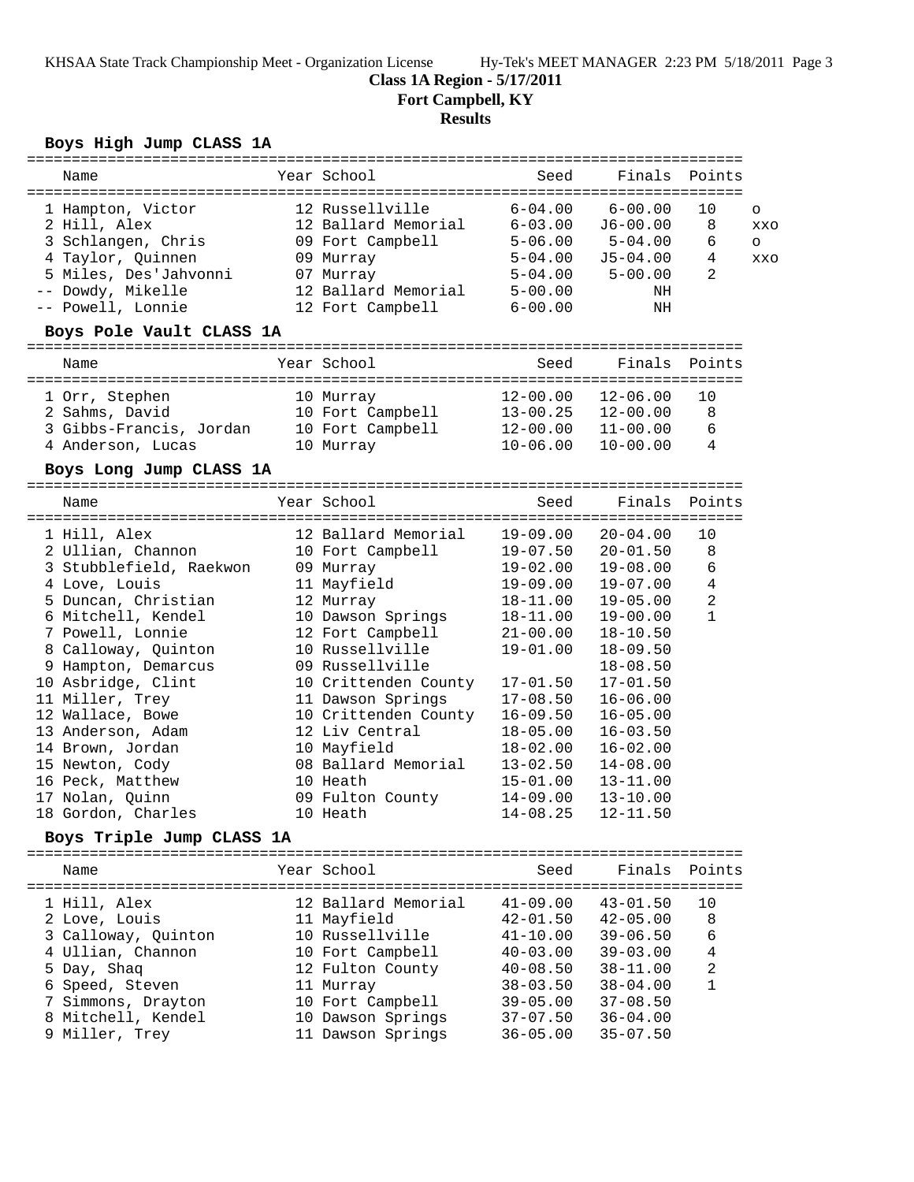KHSAA State Track Championship Meet - Organization License Hy-Tek's MEET MANAGER 2:23 PM 5/18/2011 Page 3

**Class 1A Region - 5/17/2011**

**Fort Campbell, KY**

**Results**

### Boys High Jump CLASS 1A

| Place | Name | Year | School | Seed | Finals | Points | |
|---|---|---|---|---|---|---|---|
| 1 | Hampton, Victor | 12 | Russellville | 6-04.00 | 6-00.00 | 10 | o |
| 2 | Hill, Alex | 12 | Ballard Memorial | 6-03.00 | J6-00.00 | 8 | xxo |
| 3 | Schlangen, Chris | 09 | Fort Campbell | 5-06.00 | 5-04.00 | 6 | o |
| 4 | Taylor, Quinnen | 09 | Murray | 5-04.00 | J5-04.00 | 4 | xxo |
| 5 | Miles, Des'Jahvonni | 07 | Murray | 5-04.00 | 5-00.00 | 2 | |
| -- | Dowdy, Mikelle | 12 | Ballard Memorial | 5-00.00 | NH | | |
| -- | Powell, Lonnie | 12 | Fort Campbell | 6-00.00 | NH | | |

### Boys Pole Vault CLASS 1A

| Place | Name | Year | School | Seed | Finals | Points |
|---|---|---|---|---|---|---|
| 1 | Orr, Stephen | 10 | Murray | 12-00.00 | 12-06.00 | 10 |
| 2 | Sahms, David | 10 | Fort Campbell | 13-00.25 | 12-00.00 | 8 |
| 3 | Gibbs-Francis, Jordan | 10 | Fort Campbell | 12-00.00 | 11-00.00 | 6 |
| 4 | Anderson, Lucas | 10 | Murray | 10-06.00 | 10-00.00 | 4 |

### Boys Long Jump CLASS 1A

| Place | Name | Year | School | Seed | Finals | Points |
|---|---|---|---|---|---|---|
| 1 | Hill, Alex | 12 | Ballard Memorial | 19-09.00 | 20-04.00 | 10 |
| 2 | Ullian, Channon | 10 | Fort Campbell | 19-07.50 | 20-01.50 | 8 |
| 3 | Stubblefield, Raekwon | 09 | Murray | 19-02.00 | 19-08.00 | 6 |
| 4 | Love, Louis | 11 | Mayfield | 19-09.00 | 19-07.00 | 4 |
| 5 | Duncan, Christian | 12 | Murray | 18-11.00 | 19-05.00 | 2 |
| 6 | Mitchell, Kendel | 10 | Dawson Springs | 18-11.00 | 19-00.00 | 1 |
| 7 | Powell, Lonnie | 12 | Fort Campbell | 21-00.00 | 18-10.50 | |
| 8 | Calloway, Quinton | 10 | Russellville | 19-01.00 | 18-09.50 | |
| 9 | Hampton, Demarcus | 09 | Russellville | | 18-08.50 | |
| 10 | Asbridge, Clint | 10 | Crittenden County | 17-01.50 | 17-01.50 | |
| 11 | Miller, Trey | 11 | Dawson Springs | 17-08.50 | 16-06.00 | |
| 12 | Wallace, Bowe | 10 | Crittenden County | 16-09.50 | 16-05.00 | |
| 13 | Anderson, Adam | 12 | Liv Central | 18-05.00 | 16-03.50 | |
| 14 | Brown, Jordan | 10 | Mayfield | 18-02.00 | 16-02.00 | |
| 15 | Newton, Cody | 08 | Ballard Memorial | 13-02.50 | 14-08.00 | |
| 16 | Peck, Matthew | 10 | Heath | 15-01.00 | 13-11.00 | |
| 17 | Nolan, Quinn | 09 | Fulton County | 14-09.00 | 13-10.00 | |
| 18 | Gordon, Charles | 10 | Heath | 14-08.25 | 12-11.50 | |

### Boys Triple Jump CLASS 1A

| Place | Name | Year | School | Seed | Finals | Points |
|---|---|---|---|---|---|---|
| 1 | Hill, Alex | 12 | Ballard Memorial | 41-09.00 | 43-01.50 | 10 |
| 2 | Love, Louis | 11 | Mayfield | 42-01.50 | 42-05.00 | 8 |
| 3 | Calloway, Quinton | 10 | Russellville | 41-10.00 | 39-06.50 | 6 |
| 4 | Ullian, Channon | 10 | Fort Campbell | 40-03.00 | 39-03.00 | 4 |
| 5 | Day, Shaq | 12 | Fulton County | 40-08.50 | 38-11.00 | 2 |
| 6 | Speed, Steven | 11 | Murray | 38-03.50 | 38-04.00 | 1 |
| 7 | Simmons, Drayton | 10 | Fort Campbell | 39-05.00 | 37-08.50 | |
| 8 | Mitchell, Kendel | 10 | Dawson Springs | 37-07.50 | 36-04.00 | |
| 9 | Miller, Trey | 11 | Dawson Springs | 36-05.00 | 35-07.50 | |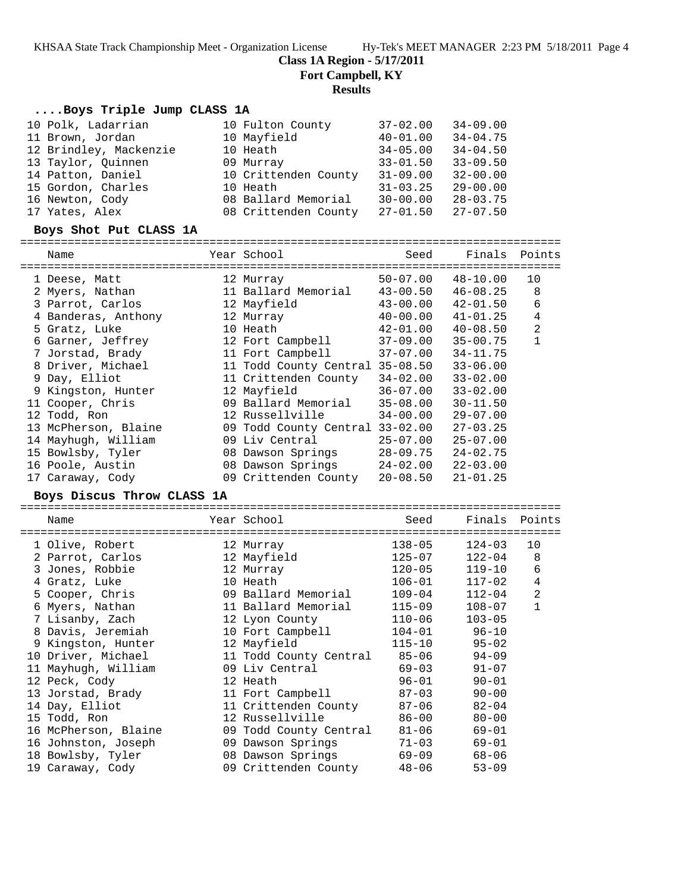Class 1A Region - 5/17/2011
Fort Campbell, KY
Results

### ....Boys Triple Jump CLASS 1A

| Place | Name | Year | School | Seed | Finals |
|---|---|---|---|---|---|
| 10 | Polk, Ladarrian | 10 | Fulton County | 37-02.00 | 34-09.00 |
| 11 | Brown, Jordan | 10 | Mayfield | 40-01.00 | 34-04.75 |
| 12 | Brindley, Mackenzie | 10 | Heath | 34-05.00 | 34-04.50 |
| 13 | Taylor, Quinnen | 09 | Murray | 33-01.50 | 33-09.50 |
| 14 | Patton, Daniel | 10 | Crittenden County | 31-09.00 | 32-00.00 |
| 15 | Gordon, Charles | 10 | Heath | 31-03.25 | 29-00.00 |
| 16 | Newton, Cody | 08 | Ballard Memorial | 30-00.00 | 28-03.75 |
| 17 | Yates, Alex | 08 | Crittenden County | 27-01.50 | 27-07.50 |

### Boys Shot Put CLASS 1A

| | Name | Year | School | Seed | Finals | Points |
|---|---|---|---|---|---|---|
| 1 | Deese, Matt | 12 | Murray | 50-07.00 | 48-10.00 | 10 |
| 2 | Myers, Nathan | 11 | Ballard Memorial | 43-00.50 | 46-08.25 | 8 |
| 3 | Parrot, Carlos | 12 | Mayfield | 43-00.00 | 42-01.50 | 6 |
| 4 | Banderas, Anthony | 12 | Murray | 40-00.00 | 41-01.25 | 4 |
| 5 | Gratz, Luke | 10 | Heath | 42-01.00 | 40-08.50 | 2 |
| 6 | Garner, Jeffrey | 12 | Fort Campbell | 37-09.00 | 35-00.75 | 1 |
| 7 | Jorstad, Brady | 11 | Fort Campbell | 37-07.00 | 34-11.75 | |
| 8 | Driver, Michael | 11 | Todd County Central | 35-08.50 | 33-06.00 | |
| 9 | Day, Elliot | 11 | Crittenden County | 34-02.00 | 33-02.00 | |
| 9 | Kingston, Hunter | 12 | Mayfield | 36-07.00 | 33-02.00 | |
| 11 | Cooper, Chris | 09 | Ballard Memorial | 35-08.00 | 30-11.50 | |
| 12 | Todd, Ron | 12 | Russellville | 34-00.00 | 29-07.00 | |
| 13 | McPherson, Blaine | 09 | Todd County Central | 33-02.00 | 27-03.25 | |
| 14 | Mayhugh, William | 09 | Liv Central | 25-07.00 | 25-07.00 | |
| 15 | Bowlsby, Tyler | 08 | Dawson Springs | 28-09.75 | 24-02.75 | |
| 16 | Poole, Austin | 08 | Dawson Springs | 24-02.00 | 22-03.00 | |
| 17 | Caraway, Cody | 09 | Crittenden County | 20-08.50 | 21-01.25 | |

### Boys Discus Throw CLASS 1A

| | Name | Year | School | Seed | Finals | Points |
|---|---|---|---|---|---|---|
| 1 | Olive, Robert | 12 | Murray | 138-05 | 124-03 | 10 |
| 2 | Parrot, Carlos | 12 | Mayfield | 125-07 | 122-04 | 8 |
| 3 | Jones, Robbie | 12 | Murray | 120-05 | 119-10 | 6 |
| 4 | Gratz, Luke | 10 | Heath | 106-01 | 117-02 | 4 |
| 5 | Cooper, Chris | 09 | Ballard Memorial | 109-04 | 112-04 | 2 |
| 6 | Myers, Nathan | 11 | Ballard Memorial | 115-09 | 108-07 | 1 |
| 7 | Lisanby, Zach | 12 | Lyon County | 110-06 | 103-05 | |
| 8 | Davis, Jeremiah | 10 | Fort Campbell | 104-01 | 96-10 | |
| 9 | Kingston, Hunter | 12 | Mayfield | 115-10 | 95-02 | |
| 10 | Driver, Michael | 11 | Todd County Central | 85-06 | 94-09 | |
| 11 | Mayhugh, William | 09 | Liv Central | 69-03 | 91-07 | |
| 12 | Peck, Cody | 12 | Heath | 96-01 | 90-01 | |
| 13 | Jorstad, Brady | 11 | Fort Campbell | 87-03 | 90-00 | |
| 14 | Day, Elliot | 11 | Crittenden County | 87-06 | 82-04 | |
| 15 | Todd, Ron | 12 | Russellville | 86-00 | 80-00 | |
| 16 | McPherson, Blaine | 09 | Todd County Central | 81-06 | 69-01 | |
| 16 | Johnston, Joseph | 09 | Dawson Springs | 71-03 | 69-01 | |
| 18 | Bowlsby, Tyler | 08 | Dawson Springs | 69-09 | 68-06 | |
| 19 | Caraway, Cody | 09 | Crittenden County | 48-06 | 53-09 | |